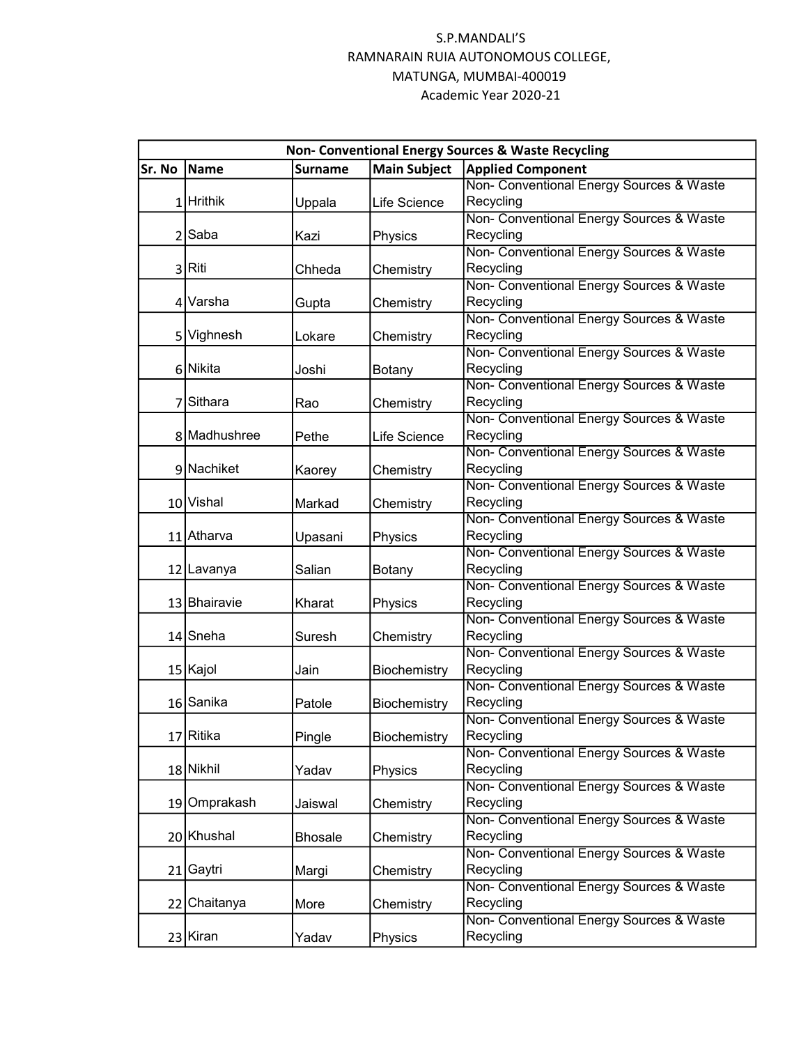S.P.MANDALI'S

RAMNARAIN RUIA AUTONOMOUS COLLEGE,

MATUNGA, MUMBAI-400019

Academic Year 2020-21

| Non- Conventional Energy Sources & Waste Recycling | | | | |
|---|---|---|---|---|
| **Sr. No** | **Name** | **Surname** | **Main Subject** | **Applied Component** |
| 1 | Hrithik | Uppala | Life Science | Non- Conventional Energy Sources & Waste Recycling |
| 2 | Saba | Kazi | Physics | Non- Conventional Energy Sources & Waste Recycling |
| 3 | Riti | Chheda | Chemistry | Non- Conventional Energy Sources & Waste Recycling |
| 4 | Varsha | Gupta | Chemistry | Non- Conventional Energy Sources & Waste Recycling |
| 5 | Vighnesh | Lokare | Chemistry | Non- Conventional Energy Sources & Waste Recycling |
| 6 | Nikita | Joshi | Botany | Non- Conventional Energy Sources & Waste Recycling |
| 7 | Sithara | Rao | Chemistry | Non- Conventional Energy Sources & Waste Recycling |
| 8 | Madhushree | Pethe | Life Science | Non- Conventional Energy Sources & Waste Recycling |
| 9 | Nachiket | Kaorey | Chemistry | Non- Conventional Energy Sources & Waste Recycling |
| 10 | Vishal | Markad | Chemistry | Non- Conventional Energy Sources & Waste Recycling |
| 11 | Atharva | Upasani | Physics | Non- Conventional Energy Sources & Waste Recycling |
| 12 | Lavanya | Salian | Botany | Non- Conventional Energy Sources & Waste Recycling |
| 13 | Bhairavie | Kharat | Physics | Non- Conventional Energy Sources & Waste Recycling |
| 14 | Sneha | Suresh | Chemistry | Non- Conventional Energy Sources & Waste Recycling |
| 15 | Kajol | Jain | Biochemistry | Non- Conventional Energy Sources & Waste Recycling |
| 16 | Sanika | Patole | Biochemistry | Non- Conventional Energy Sources & Waste Recycling |
| 17 | Ritika | Pingle | Biochemistry | Non- Conventional Energy Sources & Waste Recycling |
| 18 | Nikhil | Yadav | Physics | Non- Conventional Energy Sources & Waste Recycling |
| 19 | Omprakash | Jaiswal | Chemistry | Non- Conventional Energy Sources & Waste Recycling |
| 20 | Khushal | Bhosale | Chemistry | Non- Conventional Energy Sources & Waste Recycling |
| 21 | Gaytri | Margi | Chemistry | Non- Conventional Energy Sources & Waste Recycling |
| 22 | Chaitanya | More | Chemistry | Non- Conventional Energy Sources & Waste Recycling |
| 23 | Kiran | Yadav | Physics | Non- Conventional Energy Sources & Waste Recycling |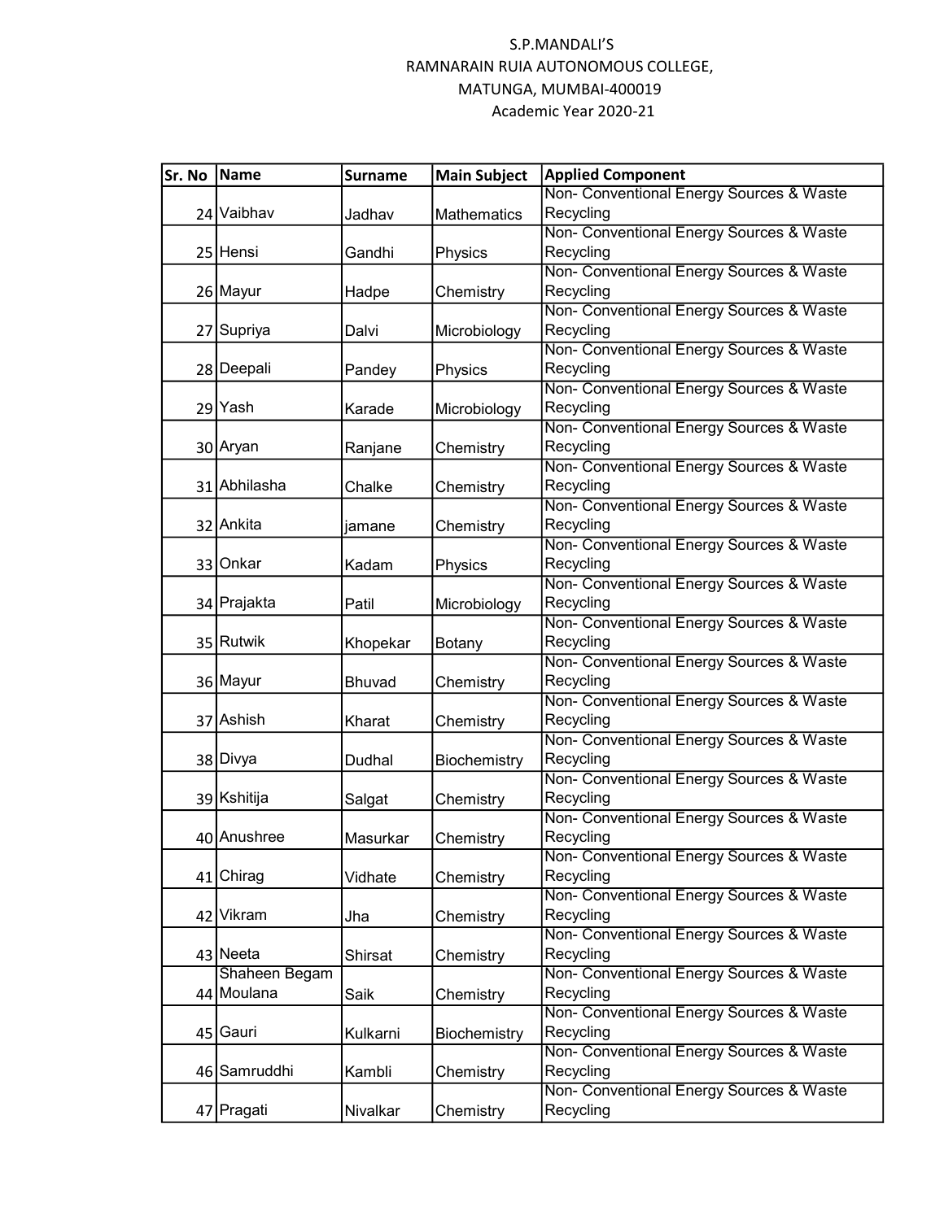S.P.MANDALI'S
RAMNARAIN RUIA AUTONOMOUS COLLEGE,
MATUNGA, MUMBAI-400019
Academic Year 2020-21

| Sr. No | Name | Surname | Main Subject | Applied Component |
|---|---|---|---|---|
| 24 | Vaibhav | Jadhav | Mathematics | Non- Conventional Energy Sources & Waste Recycling |
| 25 | Hensi | Gandhi | Physics | Non- Conventional Energy Sources & Waste Recycling |
| 26 | Mayur | Hadpe | Chemistry | Non- Conventional Energy Sources & Waste Recycling |
| 27 | Supriya | Dalvi | Microbiology | Non- Conventional Energy Sources & Waste Recycling |
| 28 | Deepali | Pandey | Physics | Non- Conventional Energy Sources & Waste Recycling |
| 29 | Yash | Karade | Microbiology | Non- Conventional Energy Sources & Waste Recycling |
| 30 | Aryan | Ranjane | Chemistry | Non- Conventional Energy Sources & Waste Recycling |
| 31 | Abhilasha | Chalke | Chemistry | Non- Conventional Energy Sources & Waste Recycling |
| 32 | Ankita | jamane | Chemistry | Non- Conventional Energy Sources & Waste Recycling |
| 33 | Onkar | Kadam | Physics | Non- Conventional Energy Sources & Waste Recycling |
| 34 | Prajakta | Patil | Microbiology | Non- Conventional Energy Sources & Waste Recycling |
| 35 | Rutwik | Khopekar | Botany | Non- Conventional Energy Sources & Waste Recycling |
| 36 | Mayur | Bhuvad | Chemistry | Non- Conventional Energy Sources & Waste Recycling |
| 37 | Ashish | Kharat | Chemistry | Non- Conventional Energy Sources & Waste Recycling |
| 38 | Divya | Dudhal | Biochemistry | Non- Conventional Energy Sources & Waste Recycling |
| 39 | Kshitija | Salgat | Chemistry | Non- Conventional Energy Sources & Waste Recycling |
| 40 | Anushree | Masurkar | Chemistry | Non- Conventional Energy Sources & Waste Recycling |
| 41 | Chirag | Vidhate | Chemistry | Non- Conventional Energy Sources & Waste Recycling |
| 42 | Vikram | Jha | Chemistry | Non- Conventional Energy Sources & Waste Recycling |
| 43 | Neeta | Shirsat | Chemistry | Non- Conventional Energy Sources & Waste Recycling |
| 44 | Shaheen Begam Moulana | Saik | Chemistry | Non- Conventional Energy Sources & Waste Recycling |
| 45 | Gauri | Kulkarni | Biochemistry | Non- Conventional Energy Sources & Waste Recycling |
| 46 | Samruddhi | Kambli | Chemistry | Non- Conventional Energy Sources & Waste Recycling |
| 47 | Pragati | Nivalkar | Chemistry | Non- Conventional Energy Sources & Waste Recycling |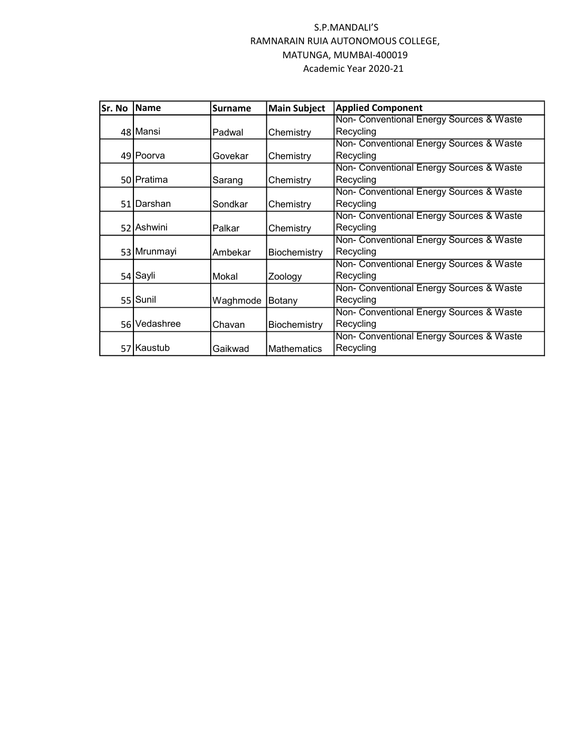S.P.MANDALI'S
RAMNARAIN RUIA AUTONOMOUS COLLEGE,
MATUNGA, MUMBAI-400019
Academic Year 2020-21

| Sr. No | Name | Surname | Main Subject | Applied Component |
|---|---|---|---|---|
| 48 | Mansi | Padwal | Chemistry | Non- Conventional Energy Sources & Waste Recycling |
| 49 | Poorva | Govekar | Chemistry | Non- Conventional Energy Sources & Waste Recycling |
| 50 | Pratima | Sarang | Chemistry | Non- Conventional Energy Sources & Waste Recycling |
| 51 | Darshan | Sondkar | Chemistry | Non- Conventional Energy Sources & Waste Recycling |
| 52 | Ashwini | Palkar | Chemistry | Non- Conventional Energy Sources & Waste Recycling |
| 53 | Mrunmayi | Ambekar | Biochemistry | Non- Conventional Energy Sources & Waste Recycling |
| 54 | Sayli | Mokal | Zoology | Non- Conventional Energy Sources & Waste Recycling |
| 55 | Sunil | Waghmode | Botany | Non- Conventional Energy Sources & Waste Recycling |
| 56 | Vedashree | Chavan | Biochemistry | Non- Conventional Energy Sources & Waste Recycling |
| 57 | Kaustub | Gaikwad | Mathematics | Non- Conventional Energy Sources & Waste Recycling |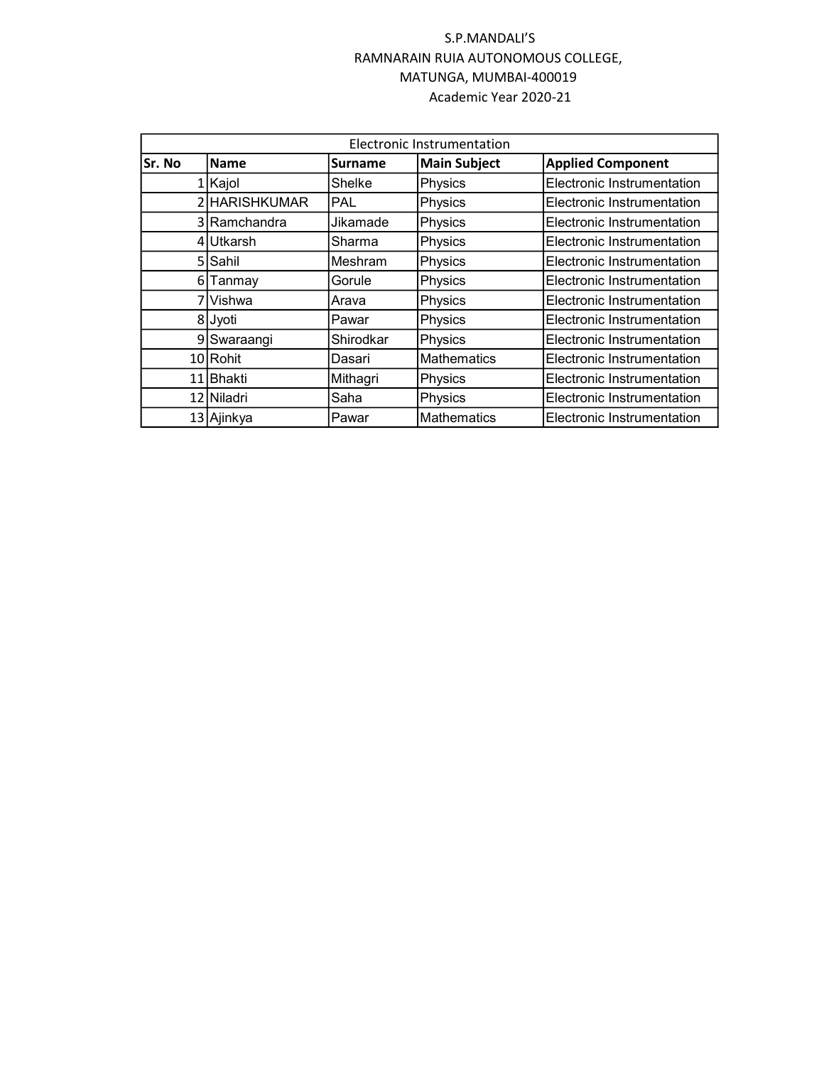S.P.MANDALI'S
RAMNARAIN RUIA AUTONOMOUS COLLEGE,
MATUNGA, MUMBAI-400019
Academic Year 2020-21

| Electronic Instrumentation | | | | |
|---|---|---|---|---|
| **Sr. No** | **Name** | **Surname** | **Main Subject** | **Applied Component** |
| 1 | Kajol | Shelke | Physics | Electronic Instrumentation |
| 2 | HARISHKUMAR | PAL | Physics | Electronic Instrumentation |
| 3 | Ramchandra | Jikamade | Physics | Electronic Instrumentation |
| 4 | Utkarsh | Sharma | Physics | Electronic Instrumentation |
| 5 | Sahil | Meshram | Physics | Electronic Instrumentation |
| 6 | Tanmay | Gorule | Physics | Electronic Instrumentation |
| 7 | Vishwa | Arava | Physics | Electronic Instrumentation |
| 8 | Jyoti | Pawar | Physics | Electronic Instrumentation |
| 9 | Swaraangi | Shirodkar | Physics | Electronic Instrumentation |
| 10 | Rohit | Dasari | Mathematics | Electronic Instrumentation |
| 11 | Bhakti | Mithagri | Physics | Electronic Instrumentation |
| 12 | Niladri | Saha | Physics | Electronic Instrumentation |
| 13 | Ajinkya | Pawar | Mathematics | Electronic Instrumentation |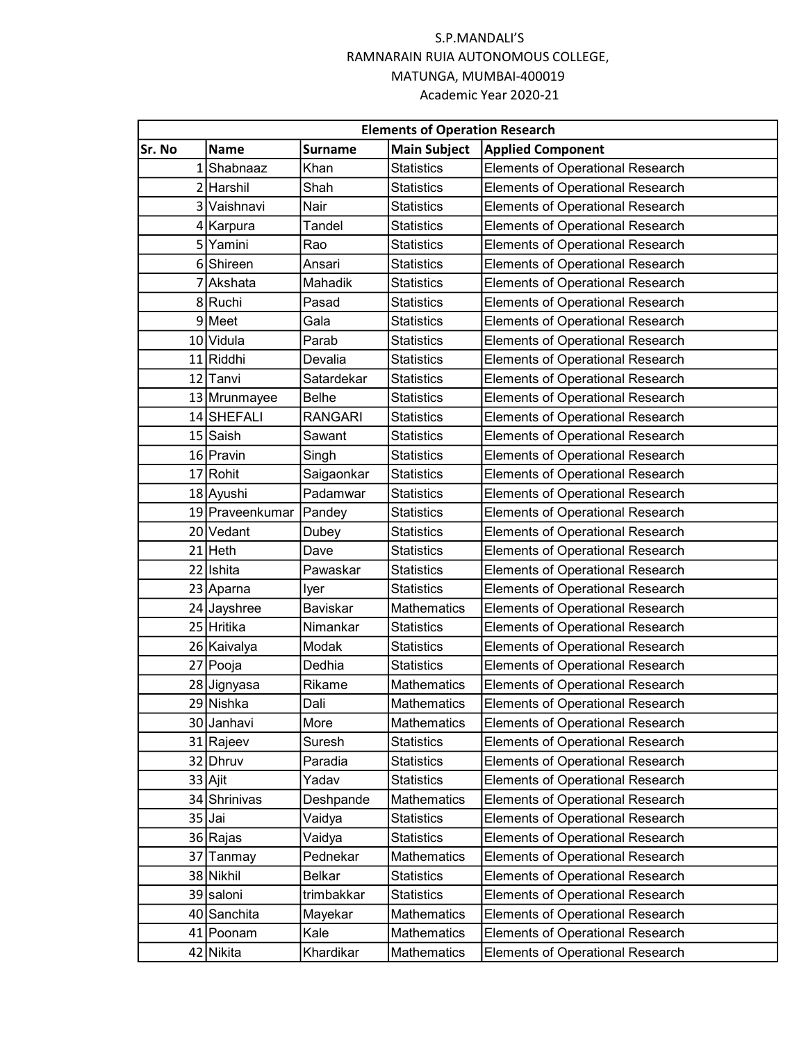S.P.MANDALI'S
RAMNARAIN RUIA AUTONOMOUS COLLEGE,
MATUNGA, MUMBAI-400019
Academic Year 2020-21

| Elements of Operation Research | | | | |
|---|---|---|---|---|
| **Sr. No** | **Name** | **Surname** | **Main Subject** | **Applied Component** |
| 1 | Shabnaaz | Khan | Statistics | Elements of Operational Research |
| 2 | Harshil | Shah | Statistics | Elements of Operational Research |
| 3 | Vaishnavi | Nair | Statistics | Elements of Operational Research |
| 4 | Karpura | Tandel | Statistics | Elements of Operational Research |
| 5 | Yamini | Rao | Statistics | Elements of Operational Research |
| 6 | Shireen | Ansari | Statistics | Elements of Operational Research |
| 7 | Akshata | Mahadik | Statistics | Elements of Operational Research |
| 8 | Ruchi | Pasad | Statistics | Elements of Operational Research |
| 9 | Meet | Gala | Statistics | Elements of Operational Research |
| 10 | Vidula | Parab | Statistics | Elements of Operational Research |
| 11 | Riddhi | Devalia | Statistics | Elements of Operational Research |
| 12 | Tanvi | Satardekar | Statistics | Elements of Operational Research |
| 13 | Mrunmayee | Belhe | Statistics | Elements of Operational Research |
| 14 | SHEFALI | RANGARI | Statistics | Elements of Operational Research |
| 15 | Saish | Sawant | Statistics | Elements of Operational Research |
| 16 | Pravin | Singh | Statistics | Elements of Operational Research |
| 17 | Rohit | Saigaonkar | Statistics | Elements of Operational Research |
| 18 | Ayushi | Padamwar | Statistics | Elements of Operational Research |
| 19 | Praveenkumar | Pandey | Statistics | Elements of Operational Research |
| 20 | Vedant | Dubey | Statistics | Elements of Operational Research |
| 21 | Heth | Dave | Statistics | Elements of Operational Research |
| 22 | Ishita | Pawaskar | Statistics | Elements of Operational Research |
| 23 | Aparna | Iyer | Statistics | Elements of Operational Research |
| 24 | Jayshree | Baviskar | Mathematics | Elements of Operational Research |
| 25 | Hritika | Nimankar | Statistics | Elements of Operational Research |
| 26 | Kaivalya | Modak | Statistics | Elements of Operational Research |
| 27 | Pooja | Dedhia | Statistics | Elements of Operational Research |
| 28 | Jignyasa | Rikame | Mathematics | Elements of Operational Research |
| 29 | Nishka | Dali | Mathematics | Elements of Operational Research |
| 30 | Janhavi | More | Mathematics | Elements of Operational Research |
| 31 | Rajeev | Suresh | Statistics | Elements of Operational Research |
| 32 | Dhruv | Paradia | Statistics | Elements of Operational Research |
| 33 | Ajit | Yadav | Statistics | Elements of Operational Research |
| 34 | Shrinivas | Deshpande | Mathematics | Elements of Operational Research |
| 35 | Jai | Vaidya | Statistics | Elements of Operational Research |
| 36 | Rajas | Vaidya | Statistics | Elements of Operational Research |
| 37 | Tanmay | Pednekar | Mathematics | Elements of Operational Research |
| 38 | Nikhil | Belkar | Statistics | Elements of Operational Research |
| 39 | saloni | trimbakkar | Statistics | Elements of Operational Research |
| 40 | Sanchita | Mayekar | Mathematics | Elements of Operational Research |
| 41 | Poonam | Kale | Mathematics | Elements of Operational Research |
| 42 | Nikita | Khardikar | Mathematics | Elements of Operational Research |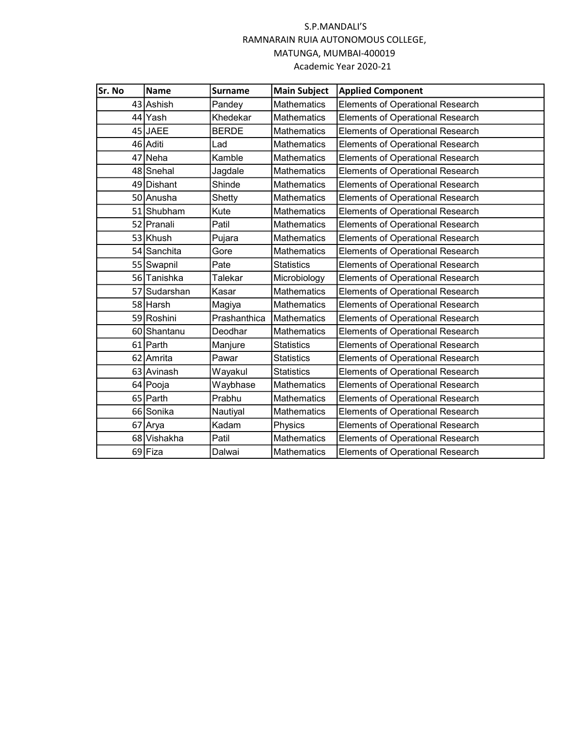S.P.MANDALI'S

RAMNARAIN RUIA AUTONOMOUS COLLEGE,

MATUNGA, MUMBAI-400019

Academic Year 2020-21

| Sr. No | Name | Surname | Main Subject | Applied Component |
|---|---|---|---|---|
| 43 | Ashish | Pandey | Mathematics | Elements of Operational Research |
| 44 | Yash | Khedekar | Mathematics | Elements of Operational Research |
| 45 | JAEE | BERDE | Mathematics | Elements of Operational Research |
| 46 | Aditi | Lad | Mathematics | Elements of Operational Research |
| 47 | Neha | Kamble | Mathematics | Elements of Operational Research |
| 48 | Snehal | Jagdale | Mathematics | Elements of Operational Research |
| 49 | Dishant | Shinde | Mathematics | Elements of Operational Research |
| 50 | Anusha | Shetty | Mathematics | Elements of Operational Research |
| 51 | Shubham | Kute | Mathematics | Elements of Operational Research |
| 52 | Pranali | Patil | Mathematics | Elements of Operational Research |
| 53 | Khush | Pujara | Mathematics | Elements of Operational Research |
| 54 | Sanchita | Gore | Mathematics | Elements of Operational Research |
| 55 | Swapnil | Pate | Statistics | Elements of Operational Research |
| 56 | Tanishka | Talekar | Microbiology | Elements of Operational Research |
| 57 | Sudarshan | Kasar | Mathematics | Elements of Operational Research |
| 58 | Harsh | Magiya | Mathematics | Elements of Operational Research |
| 59 | Roshini | Prashanthica | Mathematics | Elements of Operational Research |
| 60 | Shantanu | Deodhar | Mathematics | Elements of Operational Research |
| 61 | Parth | Manjure | Statistics | Elements of Operational Research |
| 62 | Amrita | Pawar | Statistics | Elements of Operational Research |
| 63 | Avinash | Wayakul | Statistics | Elements of Operational Research |
| 64 | Pooja | Waybhase | Mathematics | Elements of Operational Research |
| 65 | Parth | Prabhu | Mathematics | Elements of Operational Research |
| 66 | Sonika | Nautiyal | Mathematics | Elements of Operational Research |
| 67 | Arya | Kadam | Physics | Elements of Operational Research |
| 68 | Vishakha | Patil | Mathematics | Elements of Operational Research |
| 69 | Fiza | Dalwai | Mathematics | Elements of Operational Research |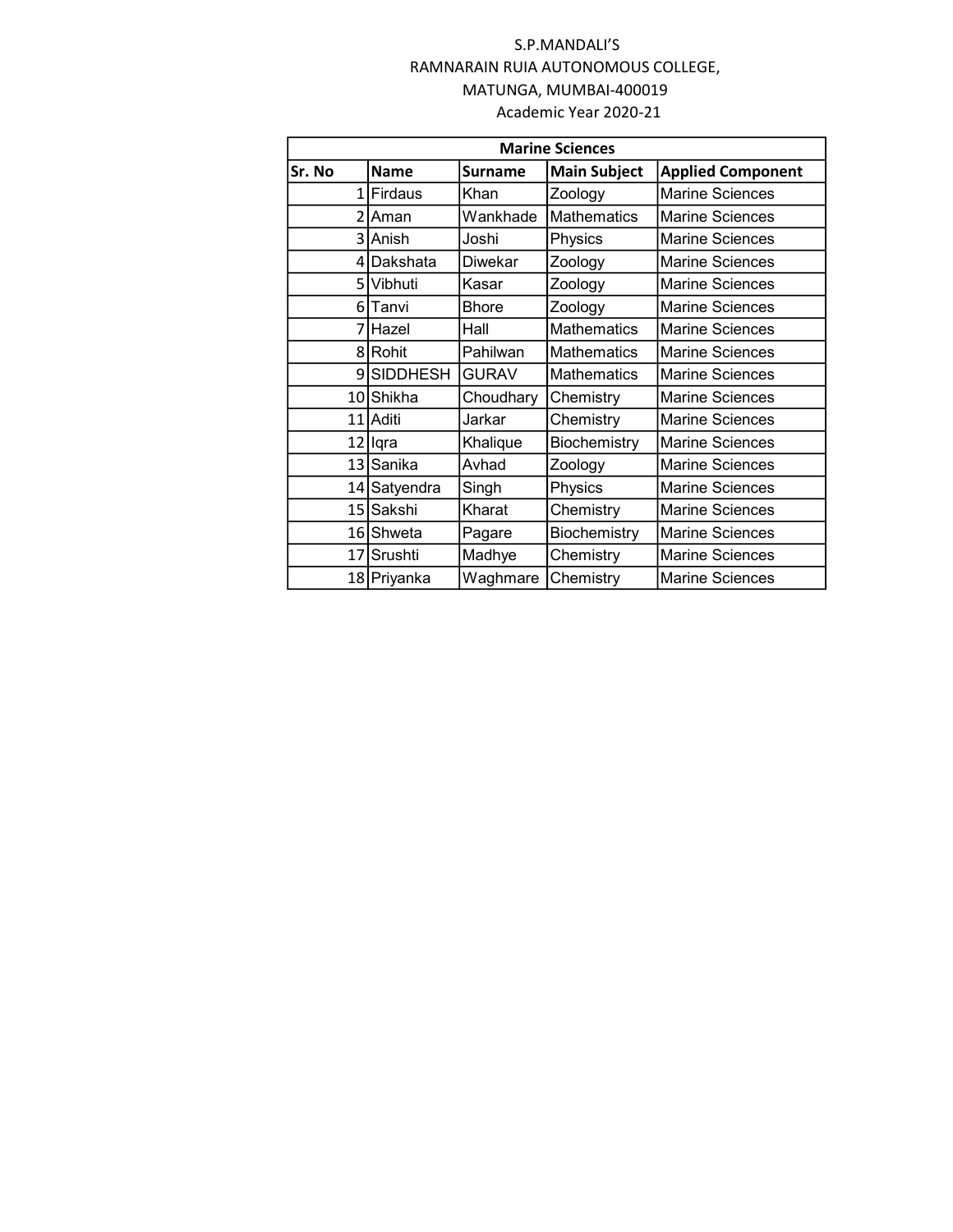S.P.MANDALI'S

RAMNARAIN RUIA AUTONOMOUS COLLEGE,

MATUNGA, MUMBAI-400019

Academic Year 2020-21

| Marine Sciences | | | | |
|---|---|---|---|---|
| **Sr. No** | **Name** | **Surname** | **Main Subject** | **Applied Component** |
| 1 | Firdaus | Khan | Zoology | Marine Sciences |
| 2 | Aman | Wankhade | Mathematics | Marine Sciences |
| 3 | Anish | Joshi | Physics | Marine Sciences |
| 4 | Dakshata | Diwekar | Zoology | Marine Sciences |
| 5 | Vibhuti | Kasar | Zoology | Marine Sciences |
| 6 | Tanvi | Bhore | Zoology | Marine Sciences |
| 7 | Hazel | Hall | Mathematics | Marine Sciences |
| 8 | Rohit | Pahilwan | Mathematics | Marine Sciences |
| 9 | SIDDHESH | GURAV | Mathematics | Marine Sciences |
| 10 | Shikha | Choudhary | Chemistry | Marine Sciences |
| 11 | Aditi | Jarkar | Chemistry | Marine Sciences |
| 12 | Iqra | Khalique | Biochemistry | Marine Sciences |
| 13 | Sanika | Avhad | Zoology | Marine Sciences |
| 14 | Satyendra | Singh | Physics | Marine Sciences |
| 15 | Sakshi | Kharat | Chemistry | Marine Sciences |
| 16 | Shweta | Pagare | Biochemistry | Marine Sciences |
| 17 | Srushti | Madhye | Chemistry | Marine Sciences |
| 18 | Priyanka | Waghmare | Chemistry | Marine Sciences |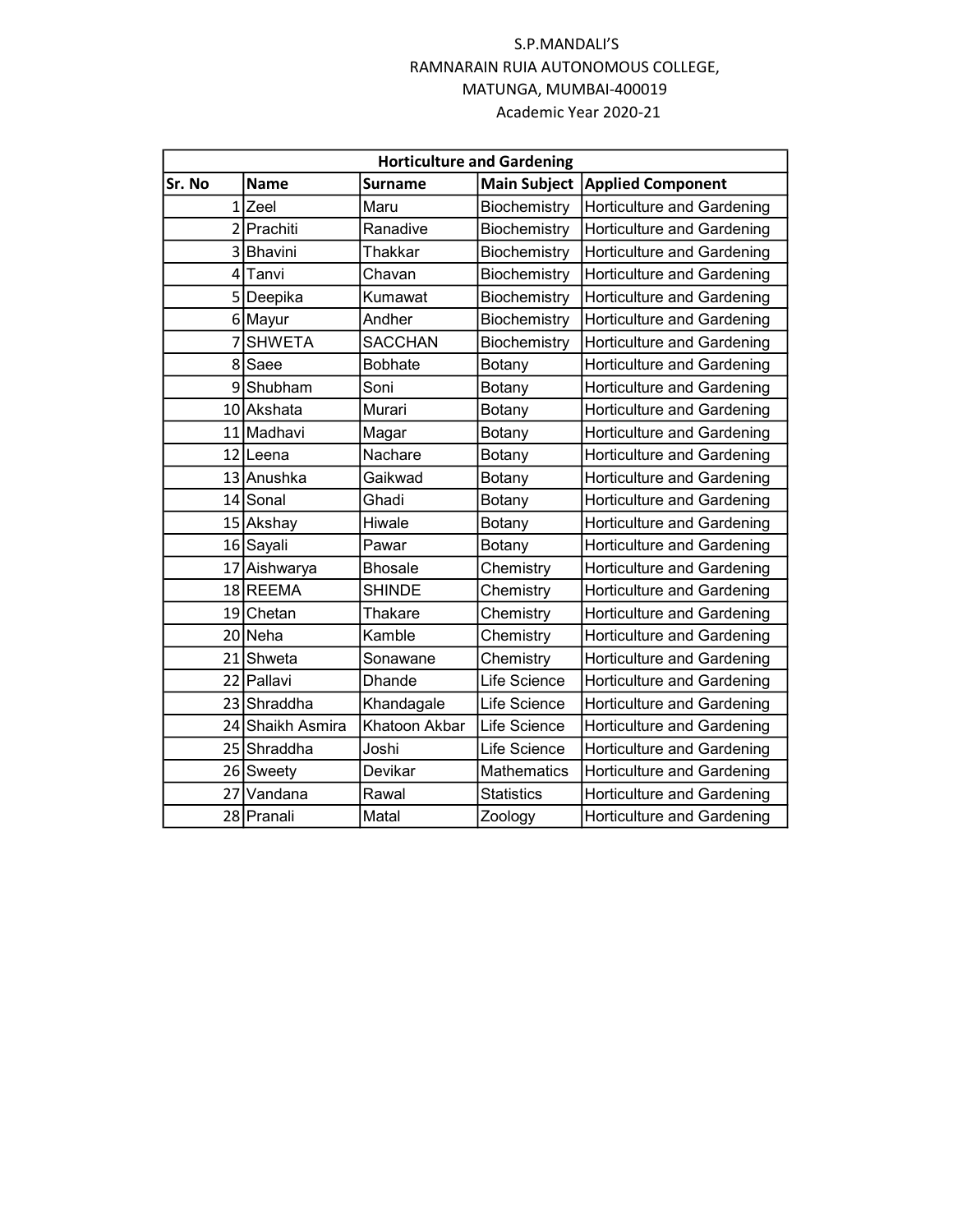S.P.MANDALI'S
RAMNARAIN RUIA AUTONOMOUS COLLEGE,
MATUNGA, MUMBAI-400019
Academic Year 2020-21

| Horticulture and Gardening | | | | |
|---|---|---|---|---|
| **Sr. No** | **Name** | **Surname** | **Main Subject** | **Applied Component** |
| 1 | Zeel | Maru | Biochemistry | Horticulture and Gardening |
| 2 | Prachiti | Ranadive | Biochemistry | Horticulture and Gardening |
| 3 | Bhavini | Thakkar | Biochemistry | Horticulture and Gardening |
| 4 | Tanvi | Chavan | Biochemistry | Horticulture and Gardening |
| 5 | Deepika | Kumawat | Biochemistry | Horticulture and Gardening |
| 6 | Mayur | Andher | Biochemistry | Horticulture and Gardening |
| 7 | SHWETA | SACCHAN | Biochemistry | Horticulture and Gardening |
| 8 | Saee | Bobhate | Botany | Horticulture and Gardening |
| 9 | Shubham | Soni | Botany | Horticulture and Gardening |
| 10 | Akshata | Murari | Botany | Horticulture and Gardening |
| 11 | Madhavi | Magar | Botany | Horticulture and Gardening |
| 12 | Leena | Nachare | Botany | Horticulture and Gardening |
| 13 | Anushka | Gaikwad | Botany | Horticulture and Gardening |
| 14 | Sonal | Ghadi | Botany | Horticulture and Gardening |
| 15 | Akshay | Hiwale | Botany | Horticulture and Gardening |
| 16 | Sayali | Pawar | Botany | Horticulture and Gardening |
| 17 | Aishwarya | Bhosale | Chemistry | Horticulture and Gardening |
| 18 | REEMA | SHINDE | Chemistry | Horticulture and Gardening |
| 19 | Chetan | Thakare | Chemistry | Horticulture and Gardening |
| 20 | Neha | Kamble | Chemistry | Horticulture and Gardening |
| 21 | Shweta | Sonawane | Chemistry | Horticulture and Gardening |
| 22 | Pallavi | Dhande | Life Science | Horticulture and Gardening |
| 23 | Shraddha | Khandagale | Life Science | Horticulture and Gardening |
| 24 | Shaikh Asmira | Khatoon Akbar | Life Science | Horticulture and Gardening |
| 25 | Shraddha | Joshi | Life Science | Horticulture and Gardening |
| 26 | Sweety | Devikar | Mathematics | Horticulture and Gardening |
| 27 | Vandana | Rawal | Statistics | Horticulture and Gardening |
| 28 | Pranali | Matal | Zoology | Horticulture and Gardening |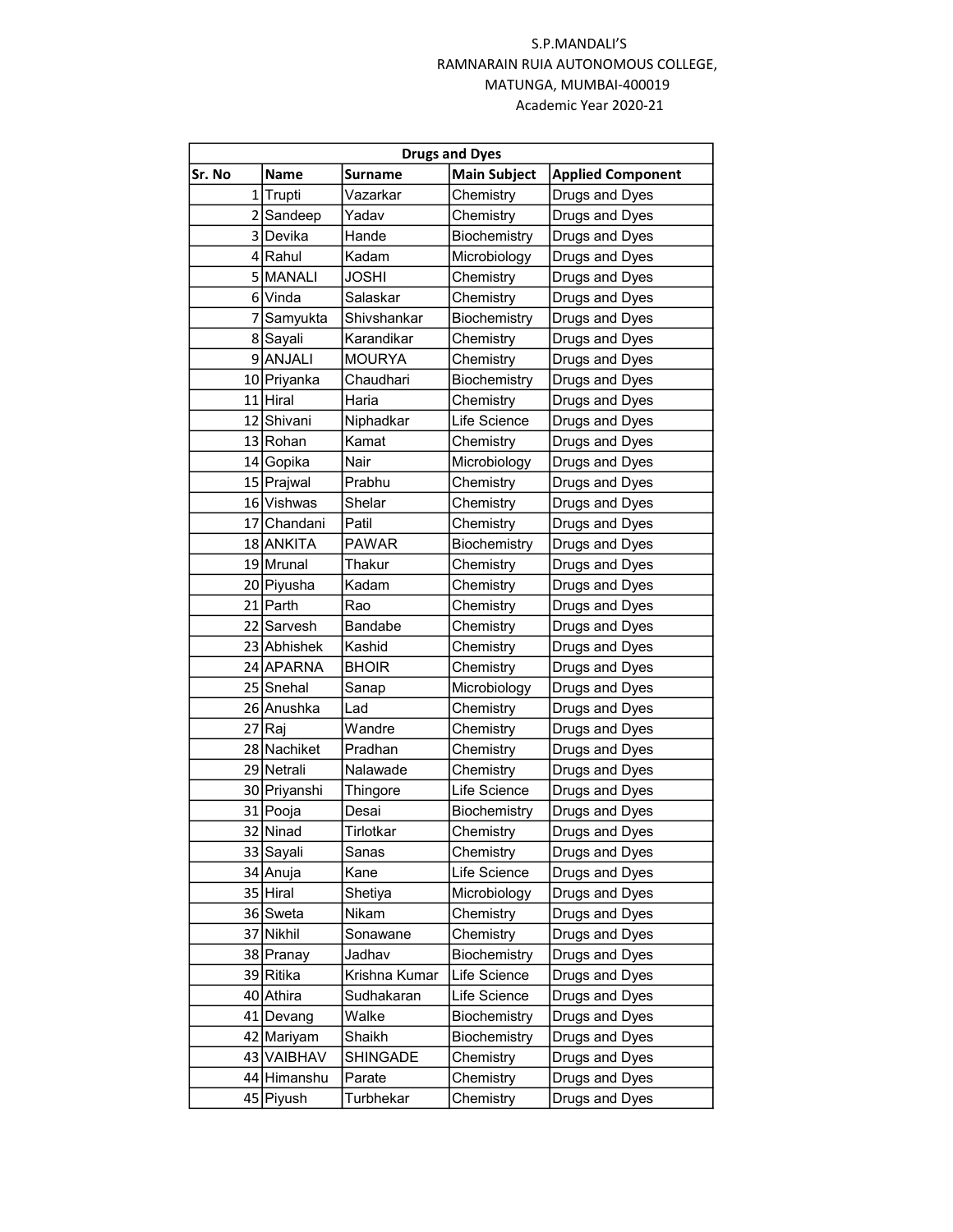S.P.MANDALI'S
RAMNARAIN RUIA AUTONOMOUS COLLEGE,
MATUNGA, MUMBAI-400019
Academic Year 2020-21

| Drugs and Dyes | | | | |
|---|---|---|---|---|
| **Sr. No** | **Name** | **Surname** | **Main Subject** | **Applied Component** |
| 1 | Trupti | Vazarkar | Chemistry | Drugs and Dyes |
| 2 | Sandeep | Yadav | Chemistry | Drugs and Dyes |
| 3 | Devika | Hande | Biochemistry | Drugs and Dyes |
| 4 | Rahul | Kadam | Microbiology | Drugs and Dyes |
| 5 | MANALI | JOSHI | Chemistry | Drugs and Dyes |
| 6 | Vinda | Salaskar | Chemistry | Drugs and Dyes |
| 7 | Samyukta | Shivshankar | Biochemistry | Drugs and Dyes |
| 8 | Sayali | Karandikar | Chemistry | Drugs and Dyes |
| 9 | ANJALI | MOURYA | Chemistry | Drugs and Dyes |
| 10 | Priyanka | Chaudhari | Biochemistry | Drugs and Dyes |
| 11 | Hiral | Haria | Chemistry | Drugs and Dyes |
| 12 | Shivani | Niphadkar | Life Science | Drugs and Dyes |
| 13 | Rohan | Kamat | Chemistry | Drugs and Dyes |
| 14 | Gopika | Nair | Microbiology | Drugs and Dyes |
| 15 | Prajwal | Prabhu | Chemistry | Drugs and Dyes |
| 16 | Vishwas | Shelar | Chemistry | Drugs and Dyes |
| 17 | Chandani | Patil | Chemistry | Drugs and Dyes |
| 18 | ANKITA | PAWAR | Biochemistry | Drugs and Dyes |
| 19 | Mrunal | Thakur | Chemistry | Drugs and Dyes |
| 20 | Piyusha | Kadam | Chemistry | Drugs and Dyes |
| 21 | Parth | Rao | Chemistry | Drugs and Dyes |
| 22 | Sarvesh | Bandabe | Chemistry | Drugs and Dyes |
| 23 | Abhishek | Kashid | Chemistry | Drugs and Dyes |
| 24 | APARNA | BHOIR | Chemistry | Drugs and Dyes |
| 25 | Snehal | Sanap | Microbiology | Drugs and Dyes |
| 26 | Anushka | Lad | Chemistry | Drugs and Dyes |
| 27 | Raj | Wandre | Chemistry | Drugs and Dyes |
| 28 | Nachiket | Pradhan | Chemistry | Drugs and Dyes |
| 29 | Netrali | Nalawade | Chemistry | Drugs and Dyes |
| 30 | Priyanshi | Thingore | Life Science | Drugs and Dyes |
| 31 | Pooja | Desai | Biochemistry | Drugs and Dyes |
| 32 | Ninad | Tirlotkar | Chemistry | Drugs and Dyes |
| 33 | Sayali | Sanas | Chemistry | Drugs and Dyes |
| 34 | Anuja | Kane | Life Science | Drugs and Dyes |
| 35 | Hiral | Shetiya | Microbiology | Drugs and Dyes |
| 36 | Sweta | Nikam | Chemistry | Drugs and Dyes |
| 37 | Nikhil | Sonawane | Chemistry | Drugs and Dyes |
| 38 | Pranay | Jadhav | Biochemistry | Drugs and Dyes |
| 39 | Ritika | Krishna Kumar | Life Science | Drugs and Dyes |
| 40 | Athira | Sudhakaran | Life Science | Drugs and Dyes |
| 41 | Devang | Walke | Biochemistry | Drugs and Dyes |
| 42 | Mariyam | Shaikh | Biochemistry | Drugs and Dyes |
| 43 | VAIBHAV | SHINGADE | Chemistry | Drugs and Dyes |
| 44 | Himanshu | Parate | Chemistry | Drugs and Dyes |
| 45 | Piyush | Turbhekar | Chemistry | Drugs and Dyes |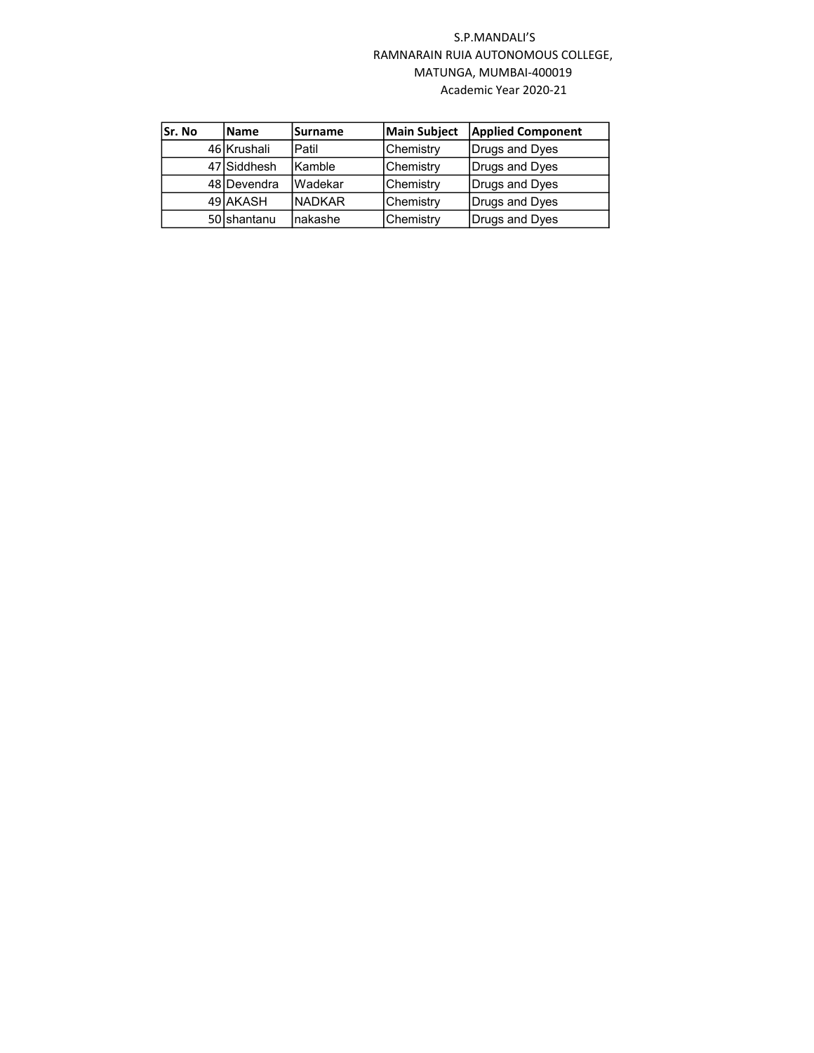S.P.MANDALI'S
RAMNARAIN RUIA AUTONOMOUS COLLEGE,
MATUNGA, MUMBAI-400019
Academic Year 2020-21

| Sr. No | Name | Surname | Main Subject | Applied Component |
|---|---|---|---|---|
| 46 | Krushali | Patil | Chemistry | Drugs and Dyes |
| 47 | Siddhesh | Kamble | Chemistry | Drugs and Dyes |
| 48 | Devendra | Wadekar | Chemistry | Drugs and Dyes |
| 49 | AKASH | NADKAR | Chemistry | Drugs and Dyes |
| 50 | shantanu | nakashe | Chemistry | Drugs and Dyes |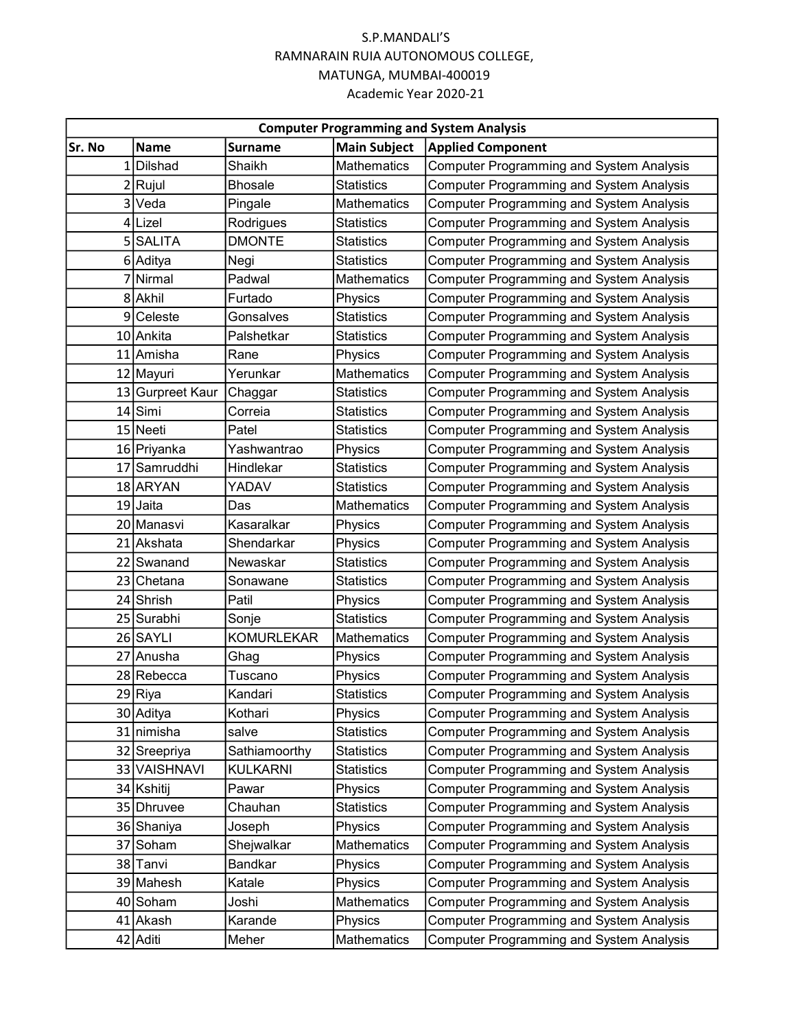S.P.MANDALI'S
RAMNARAIN RUIA AUTONOMOUS COLLEGE,
MATUNGA, MUMBAI-400019
Academic Year 2020-21

| Computer Programming and System Analysis | | | | |
|---|---|---|---|---|
| **Sr. No** | **Name** | **Surname** | **Main Subject** | **Applied Component** |
| 1 | Dilshad | Shaikh | Mathematics | Computer Programming and System Analysis |
| 2 | Rujul | Bhosale | Statistics | Computer Programming and System Analysis |
| 3 | Veda | Pingale | Mathematics | Computer Programming and System Analysis |
| 4 | Lizel | Rodrigues | Statistics | Computer Programming and System Analysis |
| 5 | SALITA | DMONTE | Statistics | Computer Programming and System Analysis |
| 6 | Aditya | Negi | Statistics | Computer Programming and System Analysis |
| 7 | Nirmal | Padwal | Mathematics | Computer Programming and System Analysis |
| 8 | Akhil | Furtado | Physics | Computer Programming and System Analysis |
| 9 | Celeste | Gonsalves | Statistics | Computer Programming and System Analysis |
| 10 | Ankita | Palshetkar | Statistics | Computer Programming and System Analysis |
| 11 | Amisha | Rane | Physics | Computer Programming and System Analysis |
| 12 | Mayuri | Yerunkar | Mathematics | Computer Programming and System Analysis |
| 13 | Gurpreet Kaur | Chaggar | Statistics | Computer Programming and System Analysis |
| 14 | Simi | Correia | Statistics | Computer Programming and System Analysis |
| 15 | Neeti | Patel | Statistics | Computer Programming and System Analysis |
| 16 | Priyanka | Yashwantrao | Physics | Computer Programming and System Analysis |
| 17 | Samruddhi | Hindlekar | Statistics | Computer Programming and System Analysis |
| 18 | ARYAN | YADAV | Statistics | Computer Programming and System Analysis |
| 19 | Jaita | Das | Mathematics | Computer Programming and System Analysis |
| 20 | Manasvi | Kasaralkar | Physics | Computer Programming and System Analysis |
| 21 | Akshata | Shendarkar | Physics | Computer Programming and System Analysis |
| 22 | Swanand | Newaskar | Statistics | Computer Programming and System Analysis |
| 23 | Chetana | Sonawane | Statistics | Computer Programming and System Analysis |
| 24 | Shrish | Patil | Physics | Computer Programming and System Analysis |
| 25 | Surabhi | Sonje | Statistics | Computer Programming and System Analysis |
| 26 | SAYLI | KOMURLEKAR | Mathematics | Computer Programming and System Analysis |
| 27 | Anusha | Ghag | Physics | Computer Programming and System Analysis |
| 28 | Rebecca | Tuscano | Physics | Computer Programming and System Analysis |
| 29 | Riya | Kandari | Statistics | Computer Programming and System Analysis |
| 30 | Aditya | Kothari | Physics | Computer Programming and System Analysis |
| 31 | nimisha | salve | Statistics | Computer Programming and System Analysis |
| 32 | Sreepriya | Sathiamoorthy | Statistics | Computer Programming and System Analysis |
| 33 | VAISHNAVI | KULKARNI | Statistics | Computer Programming and System Analysis |
| 34 | Kshitij | Pawar | Physics | Computer Programming and System Analysis |
| 35 | Dhruvee | Chauhan | Statistics | Computer Programming and System Analysis |
| 36 | Shaniya | Joseph | Physics | Computer Programming and System Analysis |
| 37 | Soham | Shejwalkar | Mathematics | Computer Programming and System Analysis |
| 38 | Tanvi | Bandkar | Physics | Computer Programming and System Analysis |
| 39 | Mahesh | Katale | Physics | Computer Programming and System Analysis |
| 40 | Soham | Joshi | Mathematics | Computer Programming and System Analysis |
| 41 | Akash | Karande | Physics | Computer Programming and System Analysis |
| 42 | Aditi | Meher | Mathematics | Computer Programming and System Analysis |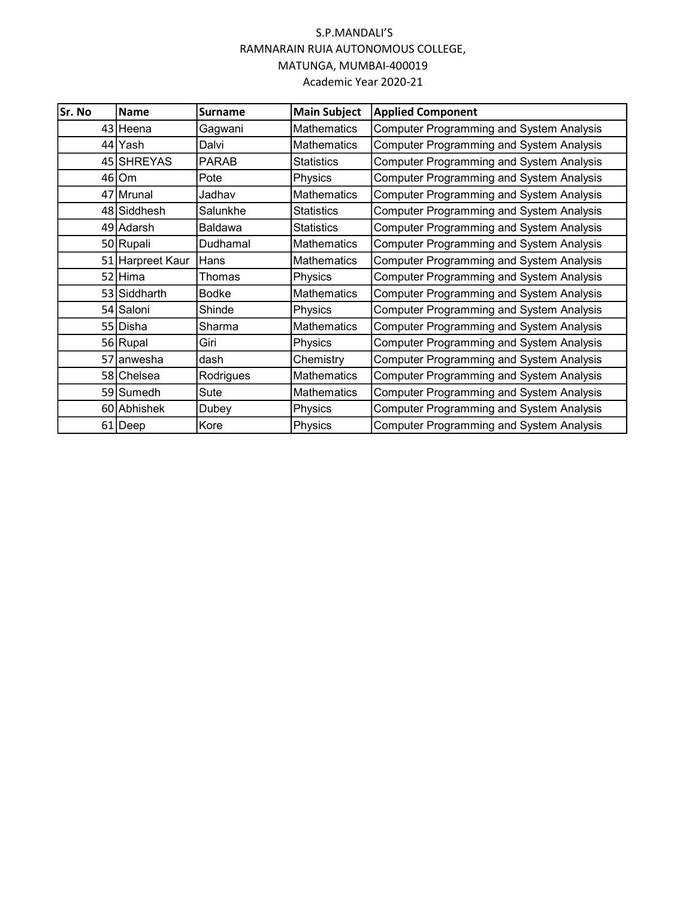S.P.MANDALI'S
RAMNARAIN RUIA AUTONOMOUS COLLEGE,
MATUNGA, MUMBAI-400019
Academic Year 2020-21

| Sr. No | Name | Surname | Main Subject | Applied Component |
|---|---|---|---|---|
| 43 | Heena | Gagwani | Mathematics | Computer Programming and System Analysis |
| 44 | Yash | Dalvi | Mathematics | Computer Programming and System Analysis |
| 45 | SHREYAS | PARAB | Statistics | Computer Programming and System Analysis |
| 46 | Om | Pote | Physics | Computer Programming and System Analysis |
| 47 | Mrunal | Jadhav | Mathematics | Computer Programming and System Analysis |
| 48 | Siddhesh | Salunkhe | Statistics | Computer Programming and System Analysis |
| 49 | Adarsh | Baldawa | Statistics | Computer Programming and System Analysis |
| 50 | Rupali | Dudhamal | Mathematics | Computer Programming and System Analysis |
| 51 | Harpreet Kaur | Hans | Mathematics | Computer Programming and System Analysis |
| 52 | Hima | Thomas | Physics | Computer Programming and System Analysis |
| 53 | Siddharth | Bodke | Mathematics | Computer Programming and System Analysis |
| 54 | Saloni | Shinde | Physics | Computer Programming and System Analysis |
| 55 | Disha | Sharma | Mathematics | Computer Programming and System Analysis |
| 56 | Rupal | Giri | Physics | Computer Programming and System Analysis |
| 57 | anwesha | dash | Chemistry | Computer Programming and System Analysis |
| 58 | Chelsea | Rodrigues | Mathematics | Computer Programming and System Analysis |
| 59 | Sumedh | Sute | Mathematics | Computer Programming and System Analysis |
| 60 | Abhishek | Dubey | Physics | Computer Programming and System Analysis |
| 61 | Deep | Kore | Physics | Computer Programming and System Analysis |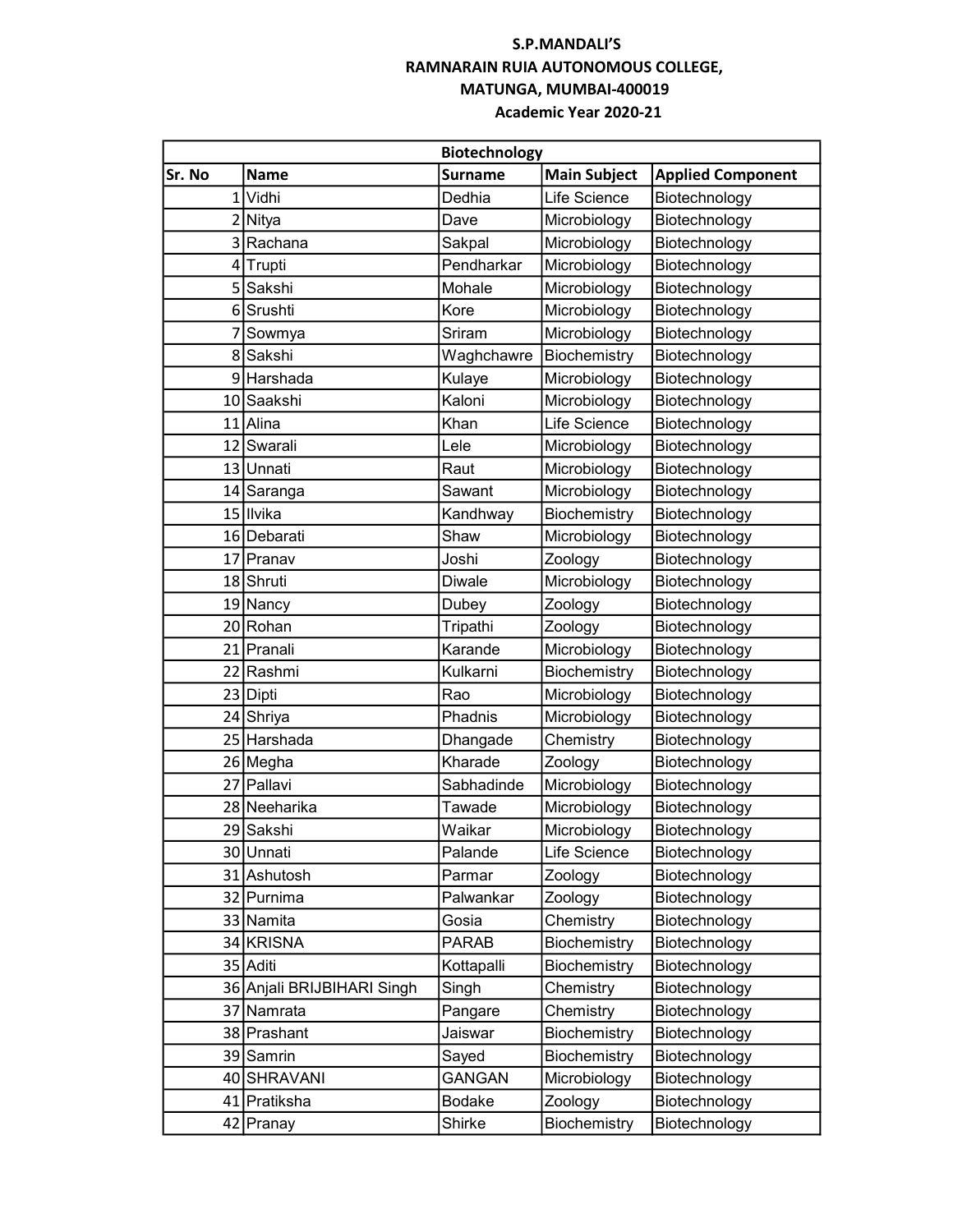**S.P.MANDALI'S**
**RAMNARAIN RUIA AUTONOMOUS COLLEGE,**
**MATUNGA, MUMBAI-400019**
**Academic Year 2020-21**

| Biotechnology | | | | |
|---|---|---|---|---|
| **Sr. No** | **Name** | **Surname** | **Main Subject** | **Applied Component** |
| 1 | Vidhi | Dedhia | Life Science | Biotechnology |
| 2 | Nitya | Dave | Microbiology | Biotechnology |
| 3 | Rachana | Sakpal | Microbiology | Biotechnology |
| 4 | Trupti | Pendharkar | Microbiology | Biotechnology |
| 5 | Sakshi | Mohale | Microbiology | Biotechnology |
| 6 | Srushti | Kore | Microbiology | Biotechnology |
| 7 | Sowmya | Sriram | Microbiology | Biotechnology |
| 8 | Sakshi | Waghchawre | Biochemistry | Biotechnology |
| 9 | Harshada | Kulaye | Microbiology | Biotechnology |
| 10 | Saakshi | Kaloni | Microbiology | Biotechnology |
| 11 | Alina | Khan | Life Science | Biotechnology |
| 12 | Swarali | Lele | Microbiology | Biotechnology |
| 13 | Unnati | Raut | Microbiology | Biotechnology |
| 14 | Saranga | Sawant | Microbiology | Biotechnology |
| 15 | Ilvika | Kandhway | Biochemistry | Biotechnology |
| 16 | Debarati | Shaw | Microbiology | Biotechnology |
| 17 | Pranav | Joshi | Zoology | Biotechnology |
| 18 | Shruti | Diwale | Microbiology | Biotechnology |
| 19 | Nancy | Dubey | Zoology | Biotechnology |
| 20 | Rohan | Tripathi | Zoology | Biotechnology |
| 21 | Pranali | Karande | Microbiology | Biotechnology |
| 22 | Rashmi | Kulkarni | Biochemistry | Biotechnology |
| 23 | Dipti | Rao | Microbiology | Biotechnology |
| 24 | Shriya | Phadnis | Microbiology | Biotechnology |
| 25 | Harshada | Dhangade | Chemistry | Biotechnology |
| 26 | Megha | Kharade | Zoology | Biotechnology |
| 27 | Pallavi | Sabhadinde | Microbiology | Biotechnology |
| 28 | Neeharika | Tawade | Microbiology | Biotechnology |
| 29 | Sakshi | Waikar | Microbiology | Biotechnology |
| 30 | Unnati | Palande | Life Science | Biotechnology |
| 31 | Ashutosh | Parmar | Zoology | Biotechnology |
| 32 | Purnima | Palwankar | Zoology | Biotechnology |
| 33 | Namita | Gosia | Chemistry | Biotechnology |
| 34 | KRISNA | PARAB | Biochemistry | Biotechnology |
| 35 | Aditi | Kottapalli | Biochemistry | Biotechnology |
| 36 | Anjali BRIJBIHARI Singh | Singh | Chemistry | Biotechnology |
| 37 | Namrata | Pangare | Chemistry | Biotechnology |
| 38 | Prashant | Jaiswar | Biochemistry | Biotechnology |
| 39 | Samrin | Sayed | Biochemistry | Biotechnology |
| 40 | SHRAVANI | GANGAN | Microbiology | Biotechnology |
| 41 | Pratiksha | Bodake | Zoology | Biotechnology |
| 42 | Pranay | Shirke | Biochemistry | Biotechnology |